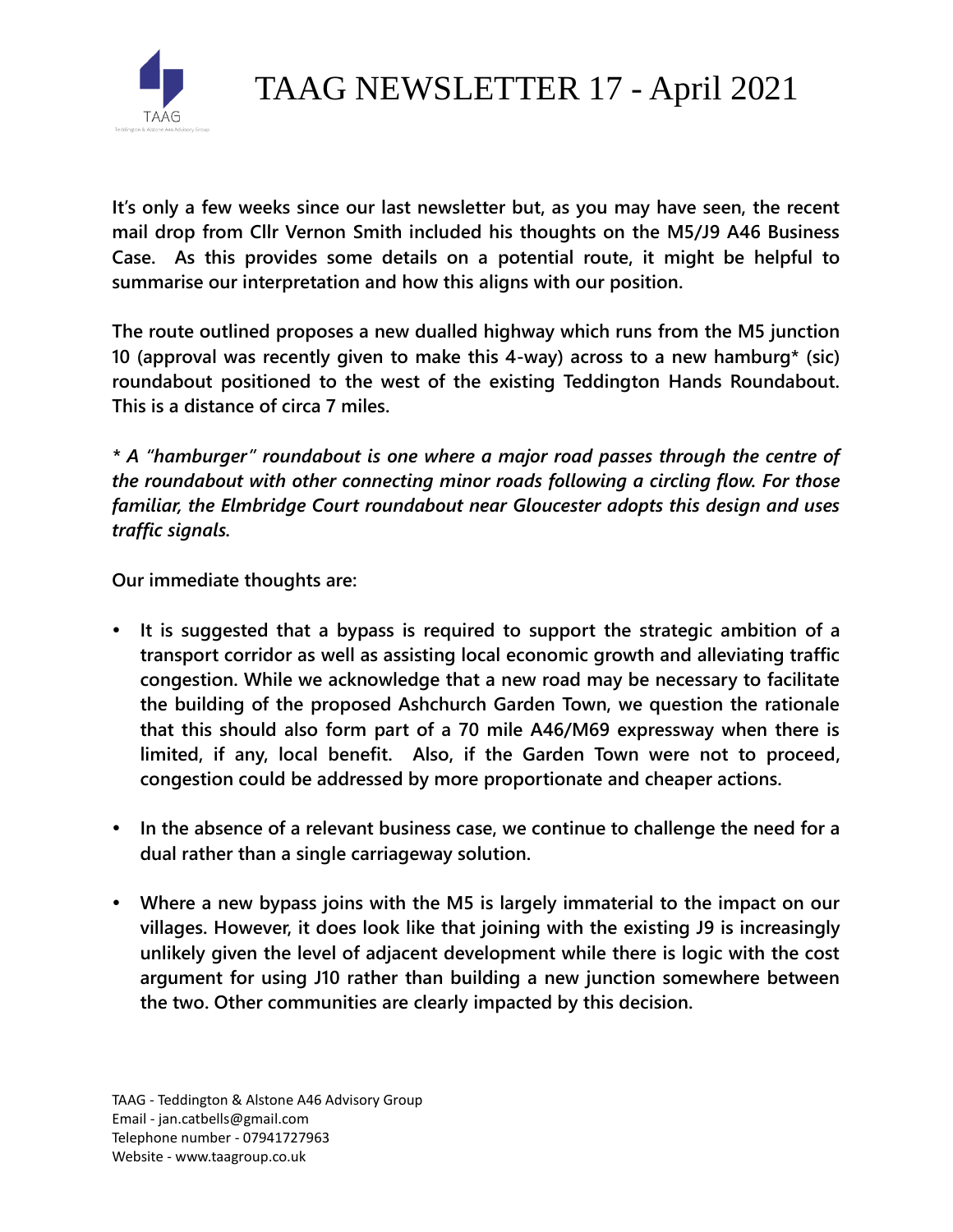# TAAG NEWSLETTER 17 - April 2021

**It's only a few weeks since our last newsletter but, as you may have seen, the recent mail drop from Cllr Vernon Smith included his thoughts on the M5/J9 A46 Business Case. As this provides some details on a potential route, it might be helpful to summarise our interpretation and how this aligns with our position.**

**The route outlined proposes a new dualled highway which runs from the M5 junction 10 (approval was recently given to make this 4-way) across to a new hamburg* (sic) roundabout positioned to the west of the existing Teddington Hands Roundabout. This is a distance of circa 7 miles.**

***\* A "hamburger" roundabout is one where a major road passes through the centre of the roundabout with other connecting minor roads following a circling flow. For those familiar, the Elmbridge Court roundabout near Gloucester adopts this design and uses traffic signals.***

**Our immediate thoughts are:**

- **It is suggested that a bypass is required to support the strategic ambition of a transport corridor as well as assisting local economic growth and alleviating traffic congestion. While we acknowledge that a new road may be necessary to facilitate the building of the proposed Ashchurch Garden Town, we question the rationale that this should also form part of a 70 mile A46/M69 expressway when there is limited, if any, local benefit. Also, if the Garden Town were not to proceed, congestion could be addressed by more proportionate and cheaper actions.**

- **In the absence of a relevant business case, we continue to challenge the need for a dual rather than a single carriageway solution.**

- **Where a new bypass joins with the M5 is largely immaterial to the impact on our villages. However, it does look like that joining with the existing J9 is increasingly unlikely given the level of adjacent development while there is logic with the cost argument for using J10 rather than building a new junction somewhere between the two. Other communities are clearly impacted by this decision.**

TAAG - Teddington & Alstone A46 Advisory Group
Email - jan.catbells@gmail.com
Telephone number - 07941727963
Website - www.taagroup.co.uk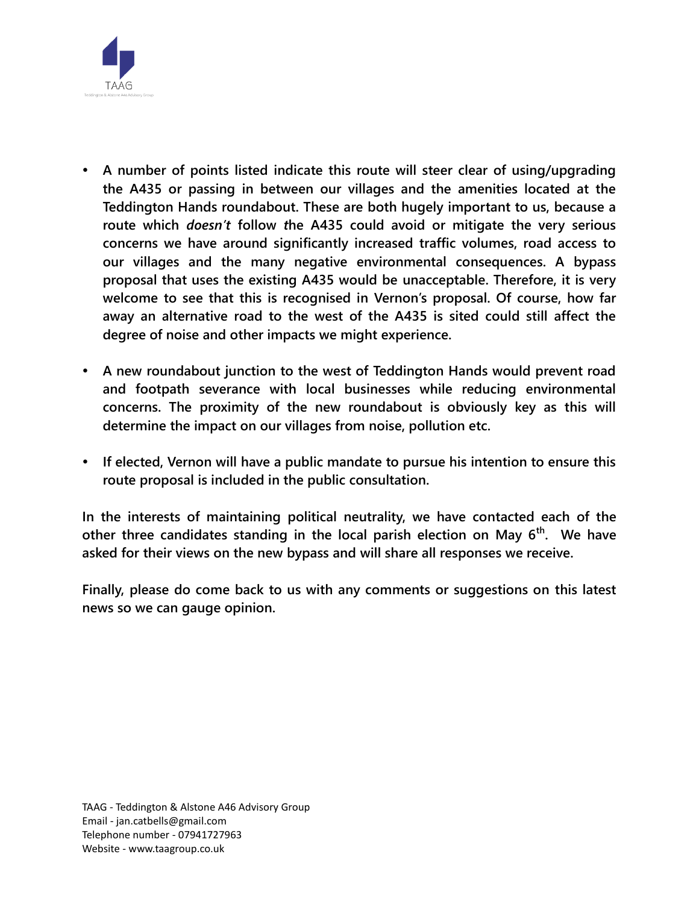- **A number of points listed indicate this route will steer clear of using/upgrading the A435 or passing in between our villages and the amenities located at the Teddington Hands roundabout. These are both hugely important to us, because a route which *doesn't* follow the A435 could avoid or mitigate the very serious concerns we have around significantly increased traffic volumes, road access to our villages and the many negative environmental consequences. A bypass proposal that uses the existing A435 would be unacceptable. Therefore, it is very welcome to see that this is recognised in Vernon's proposal. Of course, how far away an alternative road to the west of the A435 is sited could still affect the degree of noise and other impacts we might experience.**

- **A new roundabout junction to the west of Teddington Hands would prevent road and footpath severance with local businesses while reducing environmental concerns. The proximity of the new roundabout is obviously key as this will determine the impact on our villages from noise, pollution etc.**

- **If elected, Vernon will have a public mandate to pursue his intention to ensure this route proposal is included in the public consultation.**

**In the interests of maintaining political neutrality, we have contacted each of the other three candidates standing in the local parish election on May 6th. We have asked for their views on the new bypass and will share all responses we receive.**

**Finally, please do come back to us with any comments or suggestions on this latest news so we can gauge opinion.**

TAAG - Teddington & Alstone A46 Advisory Group
Email - jan.catbells@gmail.com
Telephone number - 07941727963
Website - www.taagroup.co.uk